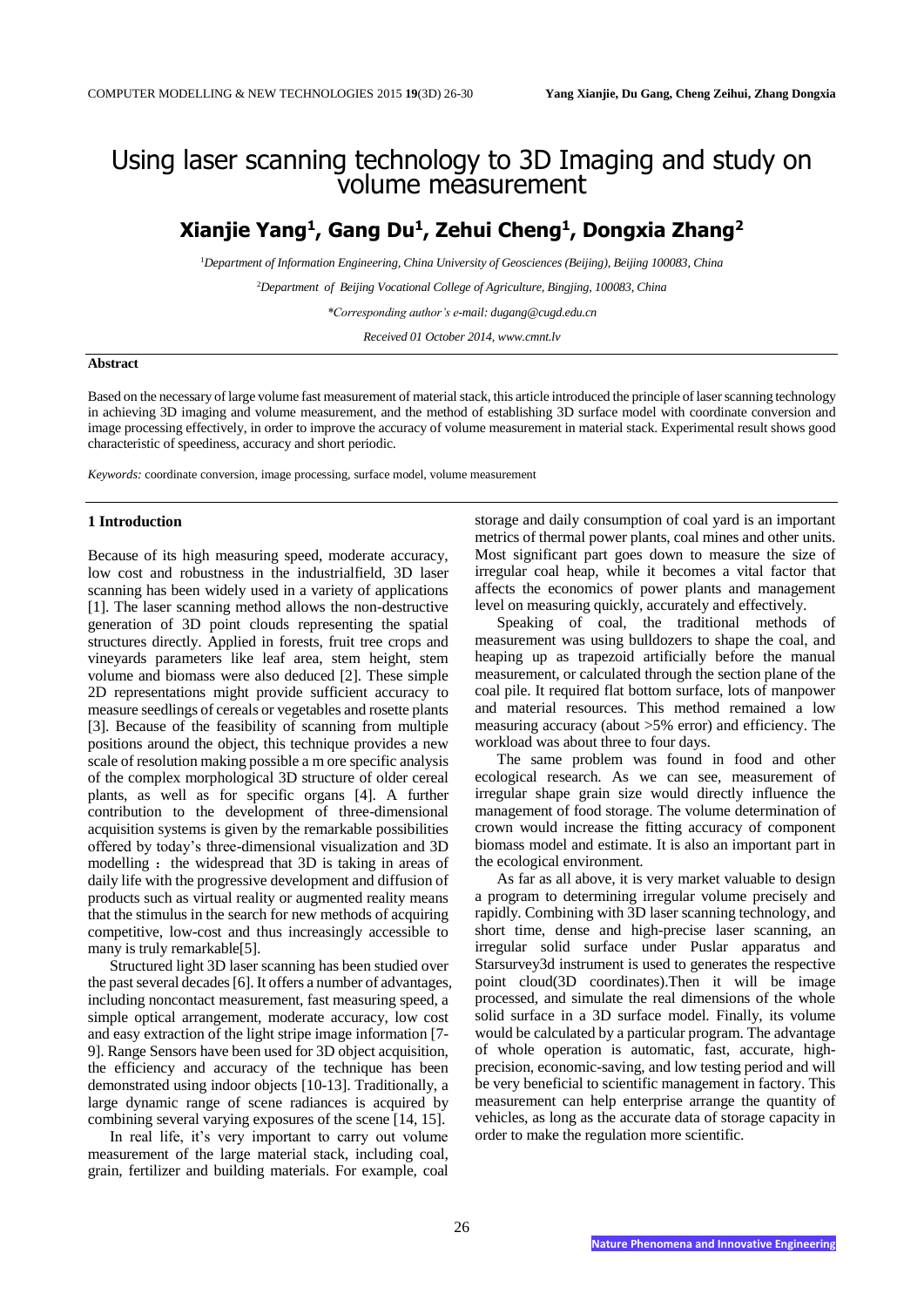# Using laser scanning technology to 3D Imaging and study on volume measurement

## Xianjie Yang[1], Gang Du[1], Zehui Cheng[1], Dongxia Zhang[2]

[1]*Department of Information Engineering, China University of Geosciences (Beijing), Beijing 100083, China*

[2]*Department of Beijing Vocational College of Agriculture, Bingjing, 100083, China*

*\*Corresponding author's e-mail: dugang@cugd.edu.cn*

*Received 01 October 2014, www.cmnt.lv*

### Abstract

Based on the necessary of large volume fast measurement of material stack, this article introduced the principle of laser scanning technology in achieving 3D imaging and volume measurement, and the method of establishing 3D surface model with coordinate conversion and image processing effectively, in order to improve the accuracy of volume measurement in material stack. Experimental result shows good characteristic of speediness, accuracy and short periodic.

*Keywords:* coordinate conversion, image processing, surface model, volume measurement

### 1 Introduction

Because of its high measuring speed, moderate accuracy, low cost and robustness in the industrialfield, 3D laser scanning has been widely used in a variety of applications [1]. The laser scanning method allows the non-destructive generation of 3D point clouds representing the spatial structures directly. Applied in forests, fruit tree crops and vineyards parameters like leaf area, stem height, stem volume and biomass were also deduced [2]. These simple 2D representations might provide sufficient accuracy to measure seedlings of cereals or vegetables and rosette plants [3]. Because of the feasibility of scanning from multiple positions around the object, this technique provides a new scale of resolution making possible a m ore specific analysis of the complex morphological 3D structure of older cereal plants, as well as for specific organs [4]. A further contribution to the development of three-dimensional acquisition systems is given by the remarkable possibilities offered by today's three-dimensional visualization and 3D modelling ： the widespread that 3D is taking in areas of daily life with the progressive development and diffusion of products such as virtual reality or augmented reality means that the stimulus in the search for new methods of acquiring competitive, low-cost and thus increasingly accessible to many is truly remarkable[5].

Structured light 3D laser scanning has been studied over the past several decades [6]. It offers a number of advantages, including noncontact measurement, fast measuring speed, a simple optical arrangement, moderate accuracy, low cost and easy extraction of the light stripe image information [7-9]. Range Sensors have been used for 3D object acquisition, the efficiency and accuracy of the technique has been demonstrated using indoor objects [10-13]. Traditionally, a large dynamic range of scene radiances is acquired by combining several varying exposures of the scene [14, 15].

In real life, it's very important to carry out volume measurement of the large material stack, including coal, grain, fertilizer and building materials. For example, coal storage and daily consumption of coal yard is an important metrics of thermal power plants, coal mines and other units. Most significant part goes down to measure the size of irregular coal heap, while it becomes a vital factor that affects the economics of power plants and management level on measuring quickly, accurately and effectively.

Speaking of coal, the traditional methods of measurement was using bulldozers to shape the coal, and heaping up as trapezoid artificially before the manual measurement, or calculated through the section plane of the coal pile. It required flat bottom surface, lots of manpower and material resources. This method remained a low measuring accuracy (about >5% error) and efficiency. The workload was about three to four days.

The same problem was found in food and other ecological research. As we can see, measurement of irregular shape grain size would directly influence the management of food storage. The volume determination of crown would increase the fitting accuracy of component biomass model and estimate. It is also an important part in the ecological environment.

As far as all above, it is very market valuable to design a program to determining irregular volume precisely and rapidly. Combining with 3D laser scanning technology, and short time, dense and high-precise laser scanning, an irregular solid surface under Puslar apparatus and Starsurvey3d instrument is used to generates the respective point cloud(3D coordinates).Then it will be image processed, and simulate the real dimensions of the whole solid surface in a 3D surface model. Finally, its volume would be calculated by a particular program. The advantage of whole operation is automatic, fast, accurate, high-precision, economic-saving, and low testing period and will be very beneficial to scientific management in factory. This measurement can help enterprise arrange the quantity of vehicles, as long as the accurate data of storage capacity in order to make the regulation more scientific.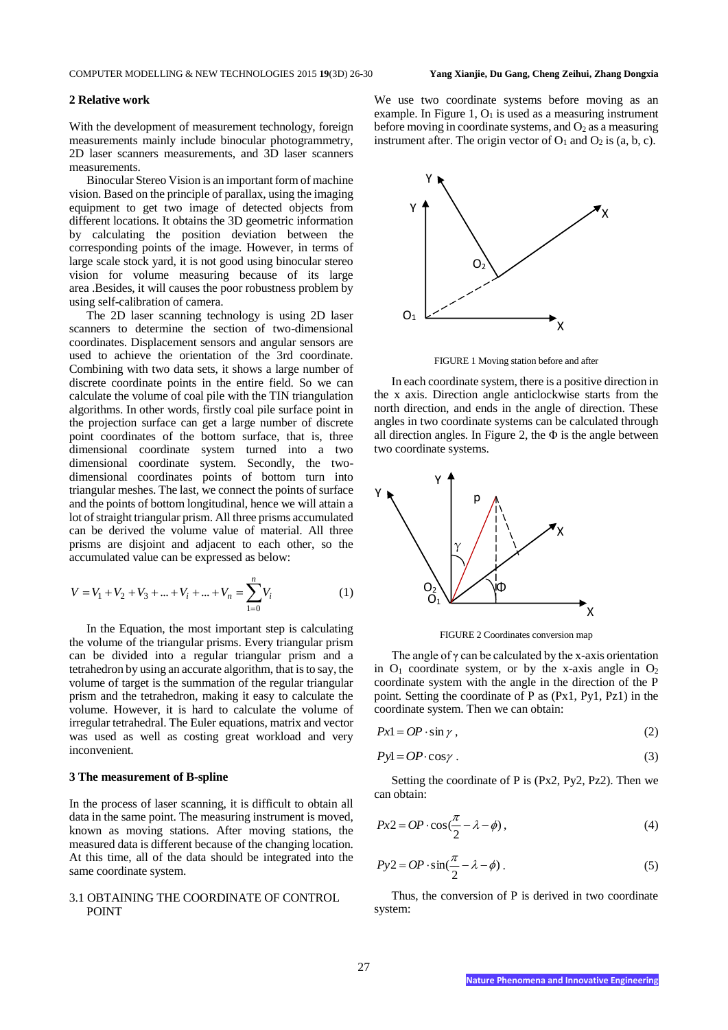## 2 Relative work

With the development of measurement technology, foreign measurements mainly include binocular photogrammetry, 2D laser scanners measurements, and 3D laser scanners measurements.

Binocular Stereo Vision is an important form of machine vision. Based on the principle of parallax, using the imaging equipment to get two image of detected objects from different locations. It obtains the 3D geometric information by calculating the position deviation between the corresponding points of the image. However, in terms of large scale stock yard, it is not good using binocular stereo vision for volume measuring because of its large area .Besides, it will causes the poor robustness problem by using self-calibration of camera.

The 2D laser scanning technology is using 2D laser scanners to determine the section of two-dimensional coordinates. Displacement sensors and angular sensors are used to achieve the orientation of the 3rd coordinate. Combining with two data sets, it shows a large number of discrete coordinate points in the entire field. So we can calculate the volume of coal pile with the TIN triangulation algorithms. In other words, firstly coal pile surface point in the projection surface can get a large number of discrete point coordinates of the bottom surface, that is, three dimensional coordinate system turned into a two dimensional coordinate system. Secondly, the two-dimensional coordinates points of bottom turn into triangular meshes. The last, we connect the points of surface and the points of bottom longitudinal, hence we will attain a lot of straight triangular prism. All three prisms accumulated can be derived the volume value of material. All three prisms are disjoint and adjacent to each other, so the accumulated value can be expressed as below:

$$V = V_1 + V_2 + V_3 + ... + V_i + ... + V_n = \sum_{1=0}^{n} V_i \tag{1}$$

In the Equation, the most important step is calculating the volume of the triangular prisms. Every triangular prism can be divided into a regular triangular prism and a tetrahedron by using an accurate algorithm, that is to say, the volume of target is the summation of the regular triangular prism and the tetrahedron, making it easy to calculate the volume. However, it is hard to calculate the volume of irregular tetrahedral. The Euler equations, matrix and vector was used as well as costing great workload and very inconvenient.

## 3 The measurement of B-spline

In the process of laser scanning, it is difficult to obtain all data in the same point. The measuring instrument is moved, known as moving stations. After moving stations, the measured data is different because of the changing location. At this time, all of the data should be integrated into the same coordinate system.

### 3.1 OBTAINING THE COORDINATE OF CONTROL POINT

We use two coordinate systems before moving as an example. In Figure 1, $O_1$ is used as a measuring instrument before moving in coordinate systems, and $O_2$ as a measuring instrument after. The origin vector of $O_1$ and $O_2$ is (a, b, c).

Y
Y
X
$O_2$
$O_1$
X

FIGURE 1 Moving station before and after

In each coordinate system, there is a positive direction in the x axis. Direction angle anticlockwise starts from the north direction, and ends in the angle of direction. These angles in two coordinate systems can be calculated through all direction angles. In Figure 2, the Φ is the angle between two coordinate systems.

Y
Y
p
X
γ
$O_2$
Φ
$O_1$
X

FIGURE 2 Coordinates conversion map

The angle of γ can be calculated by the x-axis orientation in $O_1$ coordinate system, or by the x-axis angle in $O_2$ coordinate system with the angle in the direction of the P point. Setting the coordinate of P as (Px1, Py1, Pz1) in the coordinate system. Then we can obtain:

$$Px1 = OP \cdot \sin \gamma \, , \tag{2}$$

$$Py1 = OP \cdot \cos \gamma \, . \tag{3}$$

Setting the coordinate of P is (Px2, Py2, Pz2). Then we can obtain:

$$Px2 = OP \cdot \cos(\frac{\pi}{2} - \lambda - \phi) \, , \tag{4}$$

$$Py2 = OP \cdot \sin(\frac{\pi}{2} - \lambda - \phi) \, . \tag{5}$$

Thus, the conversion of P is derived in two coordinate system: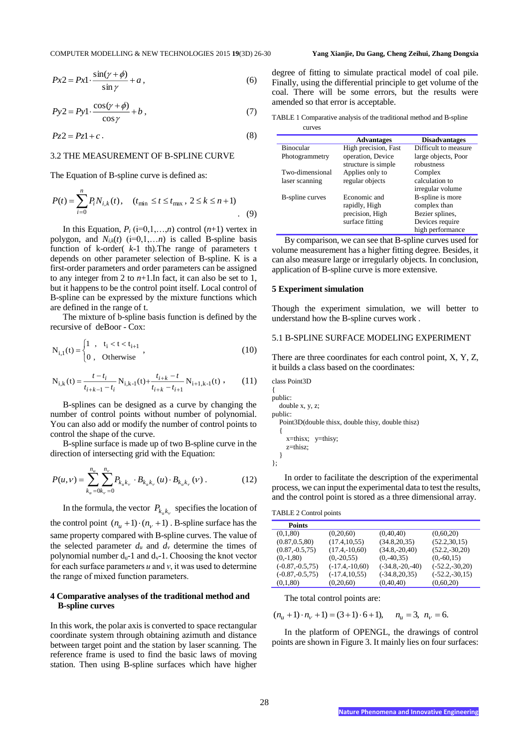$$Px2 = Px1 \cdot \frac{\sin(\gamma + \phi)}{\sin \gamma} + a \, , \tag{6}$$

$$Py2 = Py1 \cdot \frac{\cos(\gamma + \phi)}{\cos \gamma} + b \, , \tag{7}$$

$$Pz2 = Pz1 + c \, . \tag{8}$$

### 3.2 THE MEASUREMENT OF B-SPLINE CURVE

The Equation of B-spline curve is defined as:

$$P(t) = \sum_{i=0}^{n} P_i N_{i,k}(t), \quad (t_{\min} \le t \le t_{\max}, \; 2 \le k \le n+1) \, . \tag{9}$$

In this Equation, $P_i$ (i=0,1,…,$n$) control ($n$+1) vertex in polygon, and $N_{i,k}(t)$ (i=0,1,…$n$) is called B-spline basis function of k-order( $k$-1 th).The range of parameters t depends on other parameter selection of B-spline. K is a first-order parameters and order parameters can be assigned to any integer from 2 to $n$+1.In fact, it can also be set to 1, but it happens to be the control point itself. Local control of B-spline can be expressed by the mixture functions which are defined in the range of t.

The mixture of b-spline basis function is defined by the recursive of deBoor - Cox:

$$N_{i,1}(t) = \begin{cases} 1 \; , & t_i < t < t_{i+1} \\ 0 \; , & \text{Otherwise} \end{cases} \, , \tag{10}$$

$$N_{i,k}(t) = \frac{t - t_i}{t_{i+k-1} - t_i} N_{i,k-1}(t) + \frac{t_{i+k} - t}{t_{i+k} - t_{i+1}} N_{i+1,k-1}(t) \, , \tag{11}$$

B-splines can be designed as a curve by changing the number of control points without number of polynomial. You can also add or modify the number of control points to control the shape of the curve.

B-spline surface is made up of two B-spline curve in the direction of intersecting grid with the Equation:

$$P(u,v) = \sum_{k_u=0}^{n_u} \sum_{k_v=0}^{n_v} P_{k_u k_v} \cdot B_{k_u k_v}(u) \cdot B_{k_u k_v}(v) \, . \tag{12}$$

In the formula, the vector $P_{k_u k_v}$ specifies the location of the control point $(n_u+1)\cdot(n_v+1)$. B-spline surface has the same property compared with B-spline curves. The value of the selected parameter $d_u$ and $d_v$ determine the times of polynomial number $d_u$-1 and $d_v$-1. Choosing the knot vector for each surface parameters $u$ and $v$, it was used to determine the range of mixed function parameters.

## 4 Comparative analyses of the traditional method and B-spline curves

In this work, the polar axis is converted to space rectangular coordinate system through obtaining azimuth and distance between target point and the station by laser scanning. The reference frame is used to find the basic laws of moving station. Then using B-spline surfaces which have higher degree of fitting to simulate practical model of coal pile. Finally, using the differential principle to get volume of the coal. There will be some errors, but the results were amended so that error is acceptable.

TABLE 1 Comparative analysis of the traditional method and B-spline curves

| | Advantages | Disadvantages |
|---|---|---|
| Binocular Photogrammetry | High precision, Fast operation, Device structure is simple | Difficult to measure large objects, Poor robustness |
| Two-dimensional laser scanning | Applies only to regular objects | Complex calculation to irregular volume |
| B-spline curves | Economic and rapidly, High precision, High surface fitting | B-spline is more complex than Bezier splines, Devices require high performance |

By comparison, we can see that B-spline curves used for volume measurement has a higher fitting degree. Besides, it can also measure large or irregularly objects. In conclusion, application of B-spline curve is more extensive.

## 5 Experiment simulation

Though the experiment simulation, we will better to understand how the B-spline curves work .

### 5.1 B-SPLINE SURFACE MODELING EXPERIMENT

There are three coordinates for each control point, X, Y, Z, it builds a class based on the coordinates:

```
class Point3D
{
public:
  double x, y, z;
public:
  Point3D(double thisx, double thisy, double thisz)
  {
    x=thisx;  y=thisy;
    z=thisz;
  }
};
```

In order to facilitate the description of the experimental process, we can input the experimental data to test the results, and the control point is stored as a three dimensional array.

TABLE 2 Control points

| Points | | | |
|---|---|---|---|
| (0,1,80) | (0,20,60) | (0,40,40) | (0,60,20) |
| (0.87,0.5,80) | (17.4,10,55) | (34.8,20,35) | (52.2,30,15) |
| (0.87,-0.5,75) | (17.4,-10,60) | (34.8,-20,40) | (52.2,-30,20) |
| (0,-1,80) | (0,-20,55) | (0,-40,35) | (0,-60,15) |
| (-0.87,-0.5,75) | (-17.4,-10,60) | (-34.8,-20,-40) | (-52.2,-30,20) |
| (-0.87,-0.5,75) | (-17.4,10,55) | (-34.8,20,35) | (-52.2,-30,15) |
| (0,1,80) | (0,20,60) | (0,40,40) | (0,60,20) |

The total control points are:

$$(n_u+1)\cdot n_v+1) = (3+1)\cdot 6+1), \qquad n_u = 3, \; n_v = 6.$$

In the platform of OPENGL, the drawings of control points are shown in Figure 3. It mainly lies on four surfaces: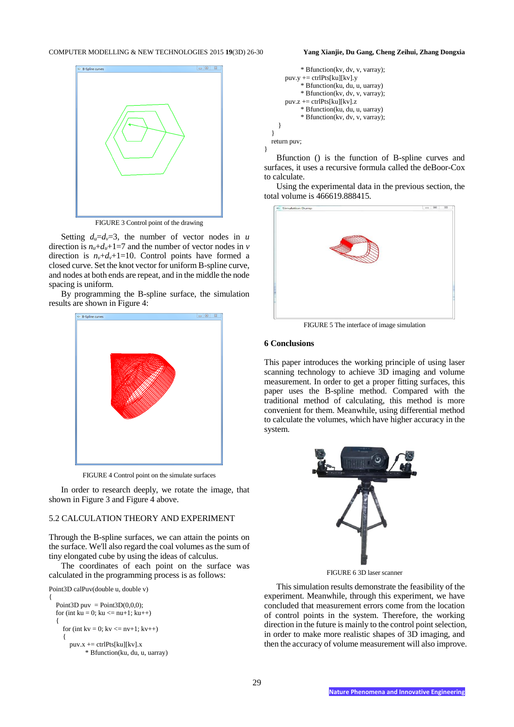FIGURE 3 Control point of the drawing

Setting $d_u=d_v=3$, the number of vector nodes in $u$ direction is $n_u+d_u+1=7$ and the number of vector nodes in $v$ direction is $n_v+d_v+1=10$. Control points have formed a closed curve. Set the knot vector for uniform B-spline curve, and nodes at both ends are repeat, and in the middle the node spacing is uniform.

By programming the B-spline surface, the simulation results are shown in Figure 4:

FIGURE 4 Control point on the simulate surfaces

In order to research deeply, we rotate the image, that shown in Figure 3 and Figure 4 above.

## 5.2 CALCULATION THEORY AND EXPERIMENT

Through the B-spline surfaces, we can attain the points on the surface. We'll also regard the coal volumes as the sum of tiny elongated cube by using the ideas of calculus.

The coordinates of each point on the surface was calculated in the programming process is as follows:

```
Point3D calPuv(double u, double v)
{
  Point3D puv  = Point3D(0,0,0);
  for (int ku = 0; ku <= nu+1; ku++)
  {
    for (int kv = 0; kv <= nv+1; kv++)
    {
      puv.x += ctrlPts[ku][kv].x
            * Bfunction(ku, du, u, uarray)
            * Bfunction(kv, dv, v, varray);
      puv.y += ctrlPts[ku][kv].y
            * Bfunction(ku, du, u, uarray)
            * Bfunction(kv, dv, v, varray);
      puv.z += ctrlPts[ku][kv].z
            * Bfunction(ku, du, u, uarray)
            * Bfunction(kv, dv, v, varray);
    }
  }
  return puv;
}
```

Bfunction () is the function of B-spline curves and surfaces, it uses a recursive formula called the deBoor-Cox to calculate.

Using the experimental data in the previous section, the total volume is 466619.888415.

FIGURE 5 The interface of image simulation

## 6 Conclusions

This paper introduces the working principle of using laser scanning technology to achieve 3D imaging and volume measurement. In order to get a proper fitting surfaces, this paper uses the B-spline method. Compared with the traditional method of calculating, this method is more convenient for them. Meanwhile, using differential method to calculate the volumes, which have higher accuracy in the system.

FIGURE 6 3D laser scanner

This simulation results demonstrate the feasibility of the experiment. Meanwhile, through this experiment, we have concluded that measurement errors come from the location of control points in the system. Therefore, the working direction in the future is mainly to the control point selection, in order to make more realistic shapes of 3D imaging, and then the accuracy of volume measurement will also improve.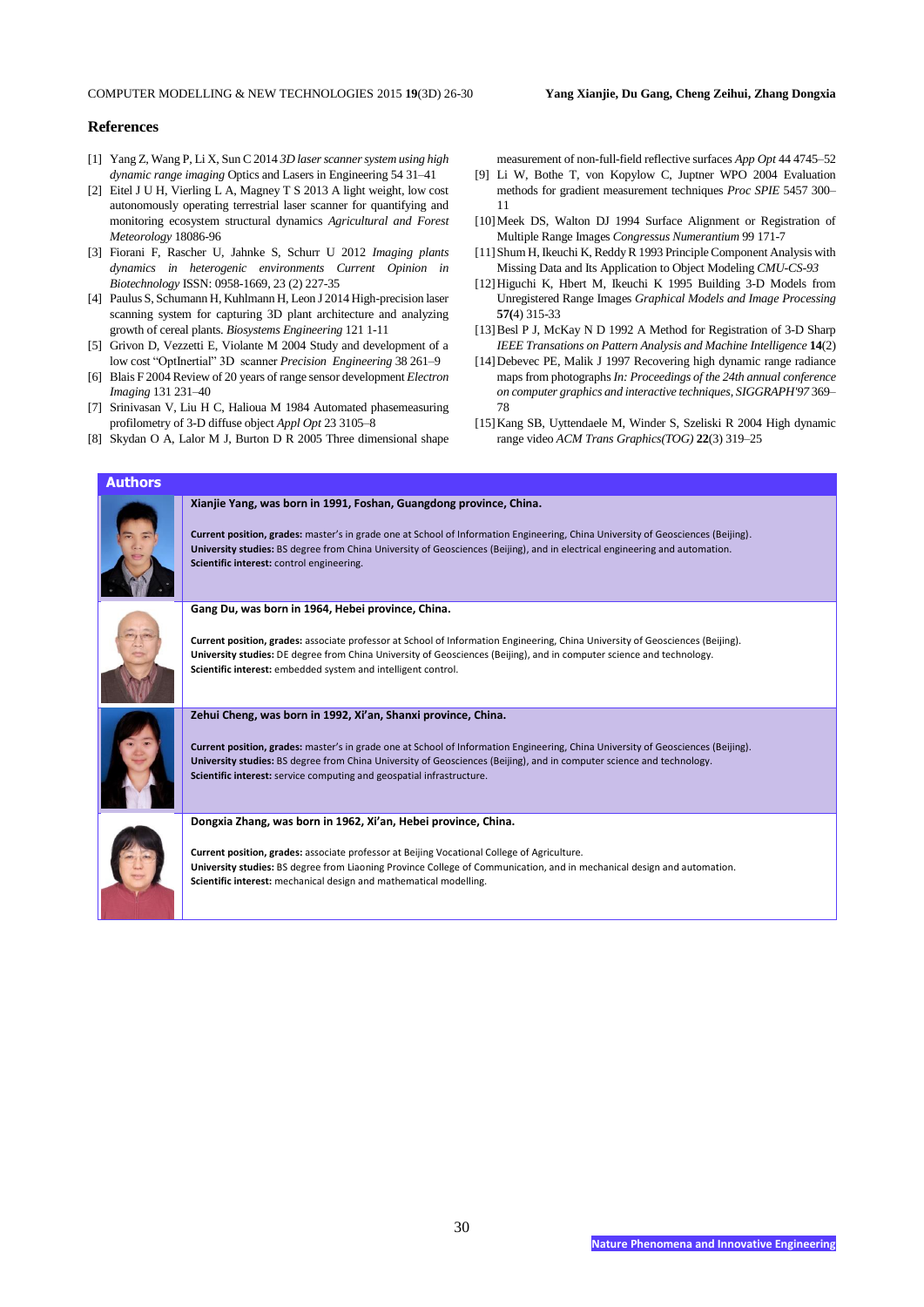## References

[1] Yang Z, Wang P, Li X, Sun C 2014 *3D laser scanner system using high dynamic range imaging* Optics and Lasers in Engineering 54 31–41

[2] Eitel J U H, Vierling L A, Magney T S 2013 A light weight, low cost autonomously operating terrestrial laser scanner for quantifying and monitoring ecosystem structural dynamics *Agricultural and Forest Meteorology* 18086-96

[3] Fiorani F, Rascher U, Jahnke S, Schurr U 2012 *Imaging plants dynamics in heterogenic environments Current Opinion in Biotechnology* ISSN: 0958-1669, 23 (2) 227-35

[4] Paulus S, Schumann H, Kuhlmann H, Leon J 2014 High-precision laser scanning system for capturing 3D plant architecture and analyzing growth of cereal plants. *Biosystems Engineering* 121 1-11

[5] Grivon D, Vezzetti E, Violante M 2004 Study and development of a low cost "OptInertial" 3D scanner *Precision Engineering* 38 261–9

[6] Blais F 2004 Review of 20 years of range sensor development *Electron Imaging* 131 231–40

[7] Srinivasan V, Liu H C, Halioua M 1984 Automated phasemeasuring profilometry of 3-D diffuse object *Appl Opt* 23 3105–8

[8] Skydan O A, Lalor M J, Burton D R 2005 Three dimensional shape measurement of non-full-field reflective surfaces *App Opt* 44 4745–52

[9] Li W, Bothe T, von Kopylow C, Juptner WPO 2004 Evaluation methods for gradient measurement techniques *Proc SPIE* 5457 300–11

[10] Meek DS, Walton DJ 1994 Surface Alignment or Registration of Multiple Range Images *Congressus Numerantium* 99 171-7

[11] Shum H, Ikeuchi K, Reddy R 1993 Principle Component Analysis with Missing Data and Its Application to Object Modeling *CMU-CS-93*

[12] Higuchi K, Hbert M, Ikeuchi K 1995 Building 3-D Models from Unregistered Range Images *Graphical Models and Image Processing* **57**(4) 315-33

[13] Besl P J, McKay N D 1992 A Method for Registration of 3-D Sharp *IEEE Transactions on Pattern Analysis and Machine Intelligence* **14**(2)

[14] Debevec PE, Malik J 1997 Recovering high dynamic range radiance maps from photographs *In: Proceedings of the 24th annual conference on computer graphics and interactive techniques, SIGGRAPH'97* 369–78

[15] Kang SB, Uyttendaele M, Winder S, Szeliski R 2004 High dynamic range video *ACM Trans Graphics(TOG)* **22**(3) 319–25

## Authors

**Xianjie Yang, was born in 1991, Foshan, Guangdong province, China.**

**Current position, grades:** master's in grade one at School of Information Engineering, China University of Geosciences (Beijing).
**University studies:** BS degree from China University of Geosciences (Beijing), and in electrical engineering and automation.
**Scientific interest:** control engineering.

**Gang Du, was born in 1964, Hebei province, China.**

**Current position, grades:** associate professor at School of Information Engineering, China University of Geosciences (Beijing).
**University studies:** DE degree from China University of Geosciences (Beijing), and in computer science and technology.
**Scientific interest:** embedded system and intelligent control.

**Zehui Cheng, was born in 1992, Xi'an, Shanxi province, China.**

**Current position, grades:** master's in grade one at School of Information Engineering, China University of Geosciences (Beijing).
**University studies:** BS degree from China University of Geosciences (Beijing), and in computer science and technology.
**Scientific interest:** service computing and geospatial infrastructure.

**Dongxia Zhang, was born in 1962, Xi'an, Hebei province, China.**

**Current position, grades:** associate professor at Beijing Vocational College of Agriculture.
**University studies:** BS degree from Liaoning Province College of Communication, and in mechanical design and automation.
**Scientific interest:** mechanical design and mathematical modelling.